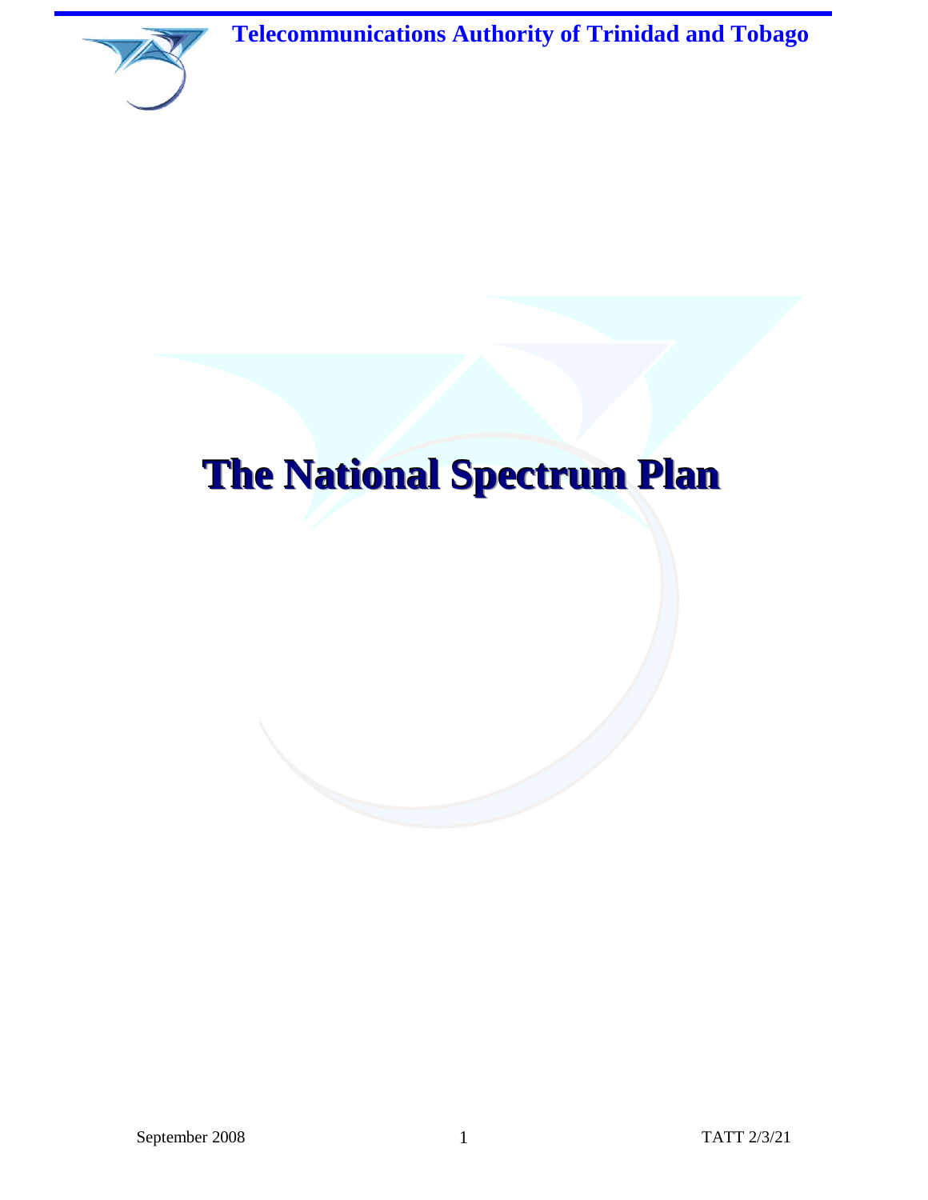**Telecommunications Authority of Trinidad and Tobago**

# The National Spectrum Plan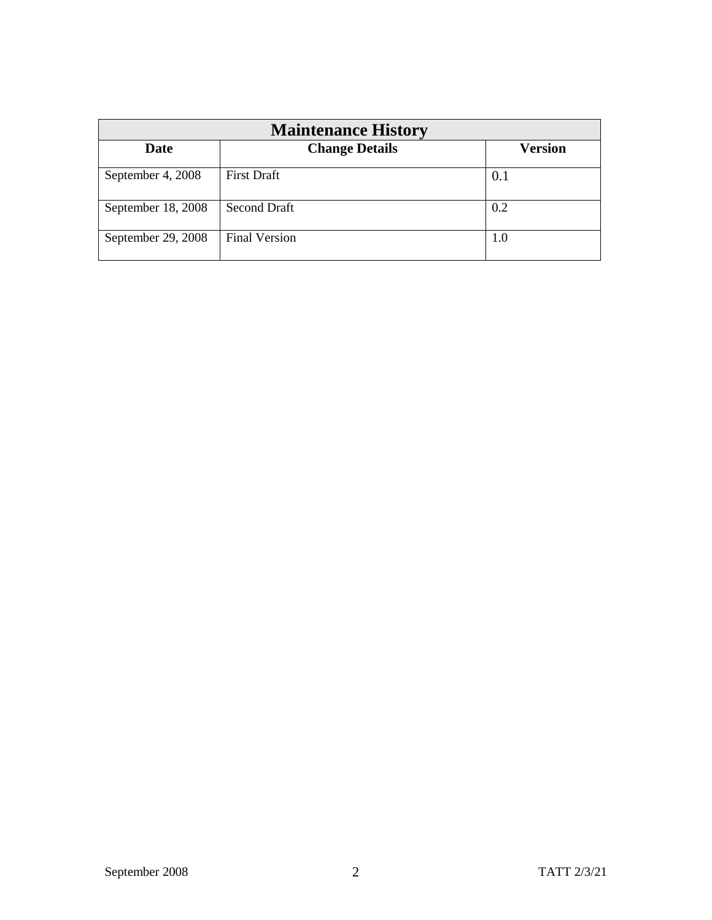| Maintenance History | | |
|---|---|---|
| **Date** | **Change Details** | **Version** |
| September 4, 2008 | First Draft | 0.1 |
| September 18, 2008 | Second Draft | 0.2 |
| September 29, 2008 | Final Version | 1.0 |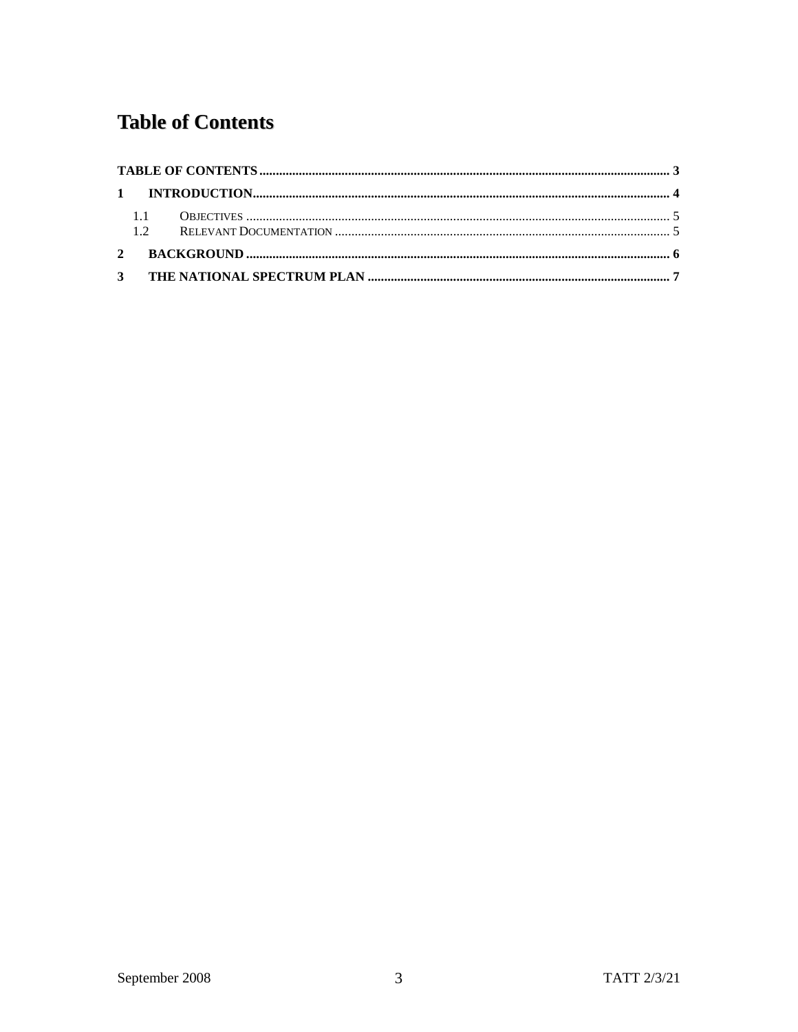# Table of Contents

TABLE OF CONTENTS ........................................................................................................................................ 3

1 INTRODUCTION........................................................................................................................................ 4

  1.1 OBJECTIVES ........................................................................................................................................ 5

  1.2 RELEVANT DOCUMENTATION ................................................................................................................... 5

2 BACKGROUND ........................................................................................................................................ 6

3 THE NATIONAL SPECTRUM PLAN ............................................................................................................ 7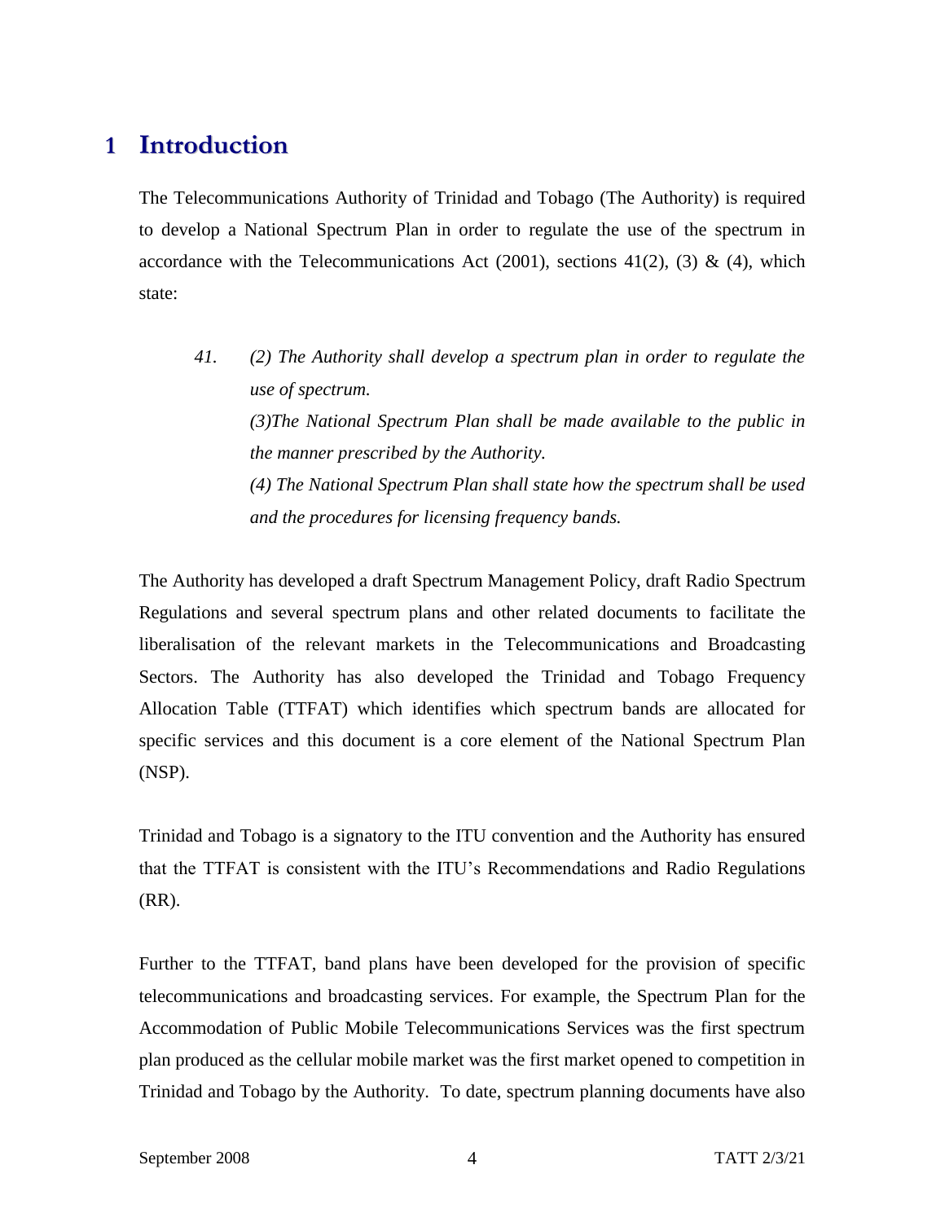# 1 Introduction

The Telecommunications Authority of Trinidad and Tobago (The Authority) is required to develop a National Spectrum Plan in order to regulate the use of the spectrum in accordance with the Telecommunications Act (2001), sections 41(2), (3) & (4), which state:

> *41. (2) The Authority shall develop a spectrum plan in order to regulate the use of spectrum.*
>
> *(3)The National Spectrum Plan shall be made available to the public in the manner prescribed by the Authority.*
>
> *(4) The National Spectrum Plan shall state how the spectrum shall be used and the procedures for licensing frequency bands.*

The Authority has developed a draft Spectrum Management Policy, draft Radio Spectrum Regulations and several spectrum plans and other related documents to facilitate the liberalisation of the relevant markets in the Telecommunications and Broadcasting Sectors. The Authority has also developed the Trinidad and Tobago Frequency Allocation Table (TTFAT) which identifies which spectrum bands are allocated for specific services and this document is a core element of the National Spectrum Plan (NSP).

Trinidad and Tobago is a signatory to the ITU convention and the Authority has ensured that the TTFAT is consistent with the ITU's Recommendations and Radio Regulations (RR).

Further to the TTFAT, band plans have been developed for the provision of specific telecommunications and broadcasting services. For example, the Spectrum Plan for the Accommodation of Public Mobile Telecommunications Services was the first spectrum plan produced as the cellular mobile market was the first market opened to competition in Trinidad and Tobago by the Authority. To date, spectrum planning documents have also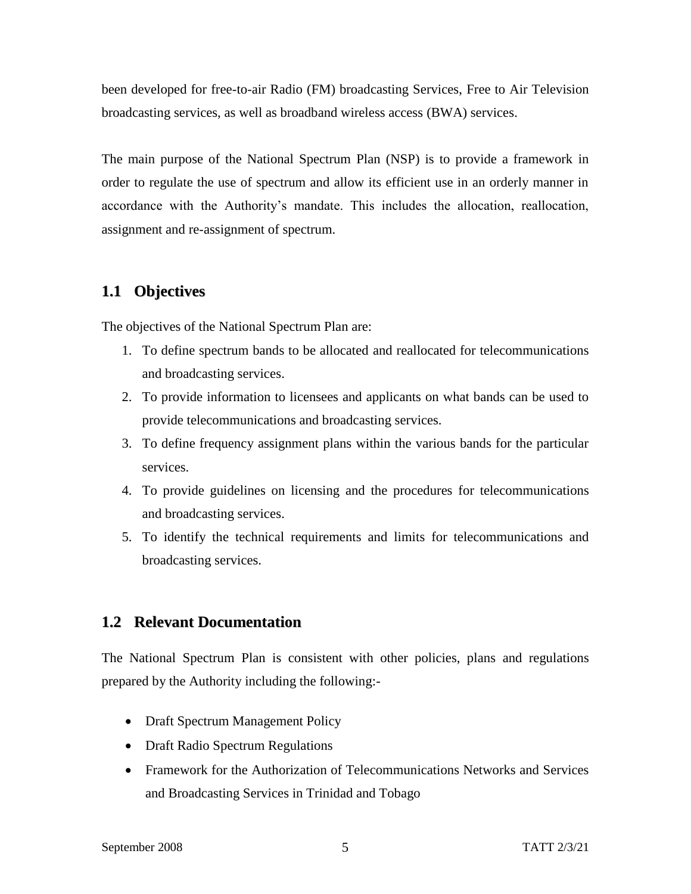been developed for free-to-air Radio (FM) broadcasting Services, Free to Air Television broadcasting services, as well as broadband wireless access (BWA) services.

The main purpose of the National Spectrum Plan (NSP) is to provide a framework in order to regulate the use of spectrum and allow its efficient use in an orderly manner in accordance with the Authority's mandate. This includes the allocation, reallocation, assignment and re-assignment of spectrum.

## 1.1 Objectives

The objectives of the National Spectrum Plan are:

1. To define spectrum bands to be allocated and reallocated for telecommunications and broadcasting services.
2. To provide information to licensees and applicants on what bands can be used to provide telecommunications and broadcasting services.
3. To define frequency assignment plans within the various bands for the particular services.
4. To provide guidelines on licensing and the procedures for telecommunications and broadcasting services.
5. To identify the technical requirements and limits for telecommunications and broadcasting services.

## 1.2 Relevant Documentation

The National Spectrum Plan is consistent with other policies, plans and regulations prepared by the Authority including the following:-

- Draft Spectrum Management Policy
- Draft Radio Spectrum Regulations
- Framework for the Authorization of Telecommunications Networks and Services and Broadcasting Services in Trinidad and Tobago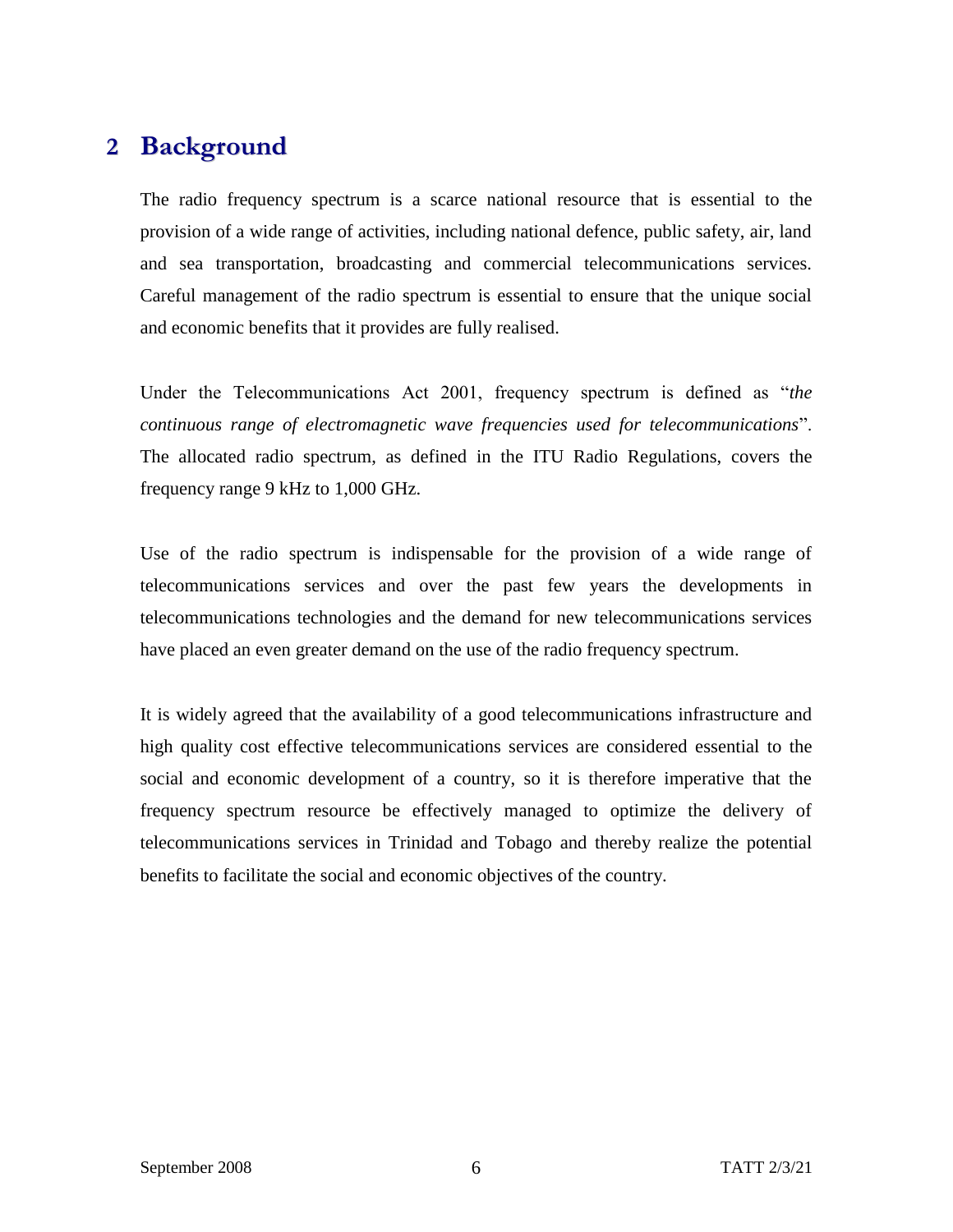# 2 Background

The radio frequency spectrum is a scarce national resource that is essential to the provision of a wide range of activities, including national defence, public safety, air, land and sea transportation, broadcasting and commercial telecommunications services. Careful management of the radio spectrum is essential to ensure that the unique social and economic benefits that it provides are fully realised.

Under the Telecommunications Act 2001, frequency spectrum is defined as "*the continuous range of electromagnetic wave frequencies used for telecommunications*". The allocated radio spectrum, as defined in the ITU Radio Regulations, covers the frequency range 9 kHz to 1,000 GHz.

Use of the radio spectrum is indispensable for the provision of a wide range of telecommunications services and over the past few years the developments in telecommunications technologies and the demand for new telecommunications services have placed an even greater demand on the use of the radio frequency spectrum.

It is widely agreed that the availability of a good telecommunications infrastructure and high quality cost effective telecommunications services are considered essential to the social and economic development of a country, so it is therefore imperative that the frequency spectrum resource be effectively managed to optimize the delivery of telecommunications services in Trinidad and Tobago and thereby realize the potential benefits to facilitate the social and economic objectives of the country.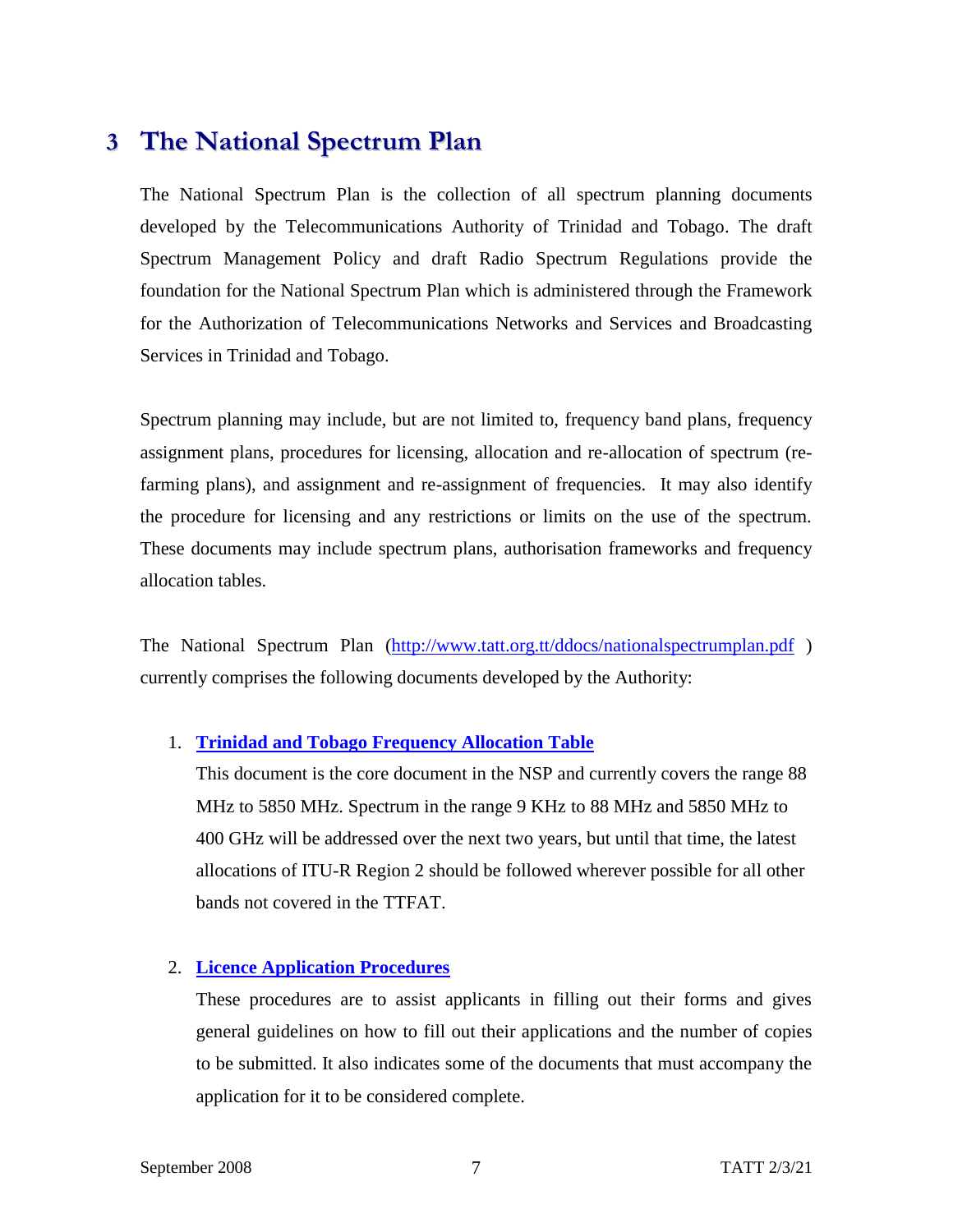# 3 The National Spectrum Plan

The National Spectrum Plan is the collection of all spectrum planning documents developed by the Telecommunications Authority of Trinidad and Tobago. The draft Spectrum Management Policy and draft Radio Spectrum Regulations provide the foundation for the National Spectrum Plan which is administered through the Framework for the Authorization of Telecommunications Networks and Services and Broadcasting Services in Trinidad and Tobago.

Spectrum planning may include, but are not limited to, frequency band plans, frequency assignment plans, procedures for licensing, allocation and re-allocation of spectrum (re-farming plans), and assignment and re-assignment of frequencies. It may also identify the procedure for licensing and any restrictions or limits on the use of the spectrum. These documents may include spectrum plans, authorisation frameworks and frequency allocation tables.

The National Spectrum Plan (http://www.tatt.org.tt/ddocs/nationalspectrumplan.pdf ) currently comprises the following documents developed by the Authority:

1. **Trinidad and Tobago Frequency Allocation Table**

   This document is the core document in the NSP and currently covers the range 88 MHz to 5850 MHz. Spectrum in the range 9 KHz to 88 MHz and 5850 MHz to 400 GHz will be addressed over the next two years, but until that time, the latest allocations of ITU-R Region 2 should be followed wherever possible for all other bands not covered in the TTFAT.

2. **Licence Application Procedures**

   These procedures are to assist applicants in filling out their forms and gives general guidelines on how to fill out their applications and the number of copies to be submitted. It also indicates some of the documents that must accompany the application for it to be considered complete.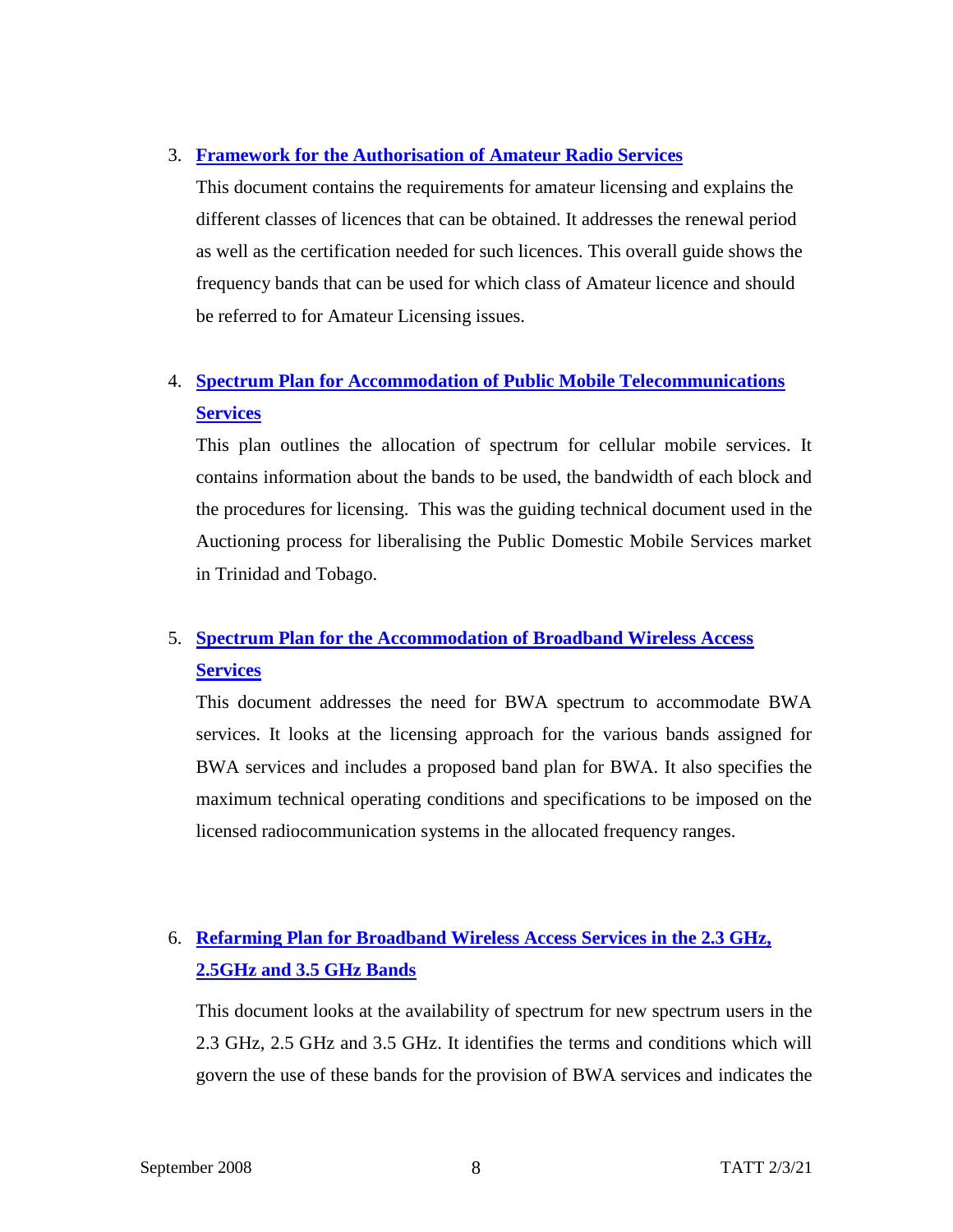3. **Framework for the Authorisation of Amateur Radio Services**

   This document contains the requirements for amateur licensing and explains the different classes of licences that can be obtained. It addresses the renewal period as well as the certification needed for such licences. This overall guide shows the frequency bands that can be used for which class of Amateur licence and should be referred to for Amateur Licensing issues.

4. **Spectrum Plan for Accommodation of Public Mobile Telecommunications Services**

   This plan outlines the allocation of spectrum for cellular mobile services. It contains information about the bands to be used, the bandwidth of each block and the procedures for licensing. This was the guiding technical document used in the Auctioning process for liberalising the Public Domestic Mobile Services market in Trinidad and Tobago.

5. **Spectrum Plan for the Accommodation of Broadband Wireless Access Services**

   This document addresses the need for BWA spectrum to accommodate BWA services. It looks at the licensing approach for the various bands assigned for BWA services and includes a proposed band plan for BWA. It also specifies the maximum technical operating conditions and specifications to be imposed on the licensed radiocommunication systems in the allocated frequency ranges.

6. **Refarming Plan for Broadband Wireless Access Services in the 2.3 GHz, 2.5GHz and 3.5 GHz Bands**

   This document looks at the availability of spectrum for new spectrum users in the 2.3 GHz, 2.5 GHz and 3.5 GHz. It identifies the terms and conditions which will govern the use of these bands for the provision of BWA services and indicates the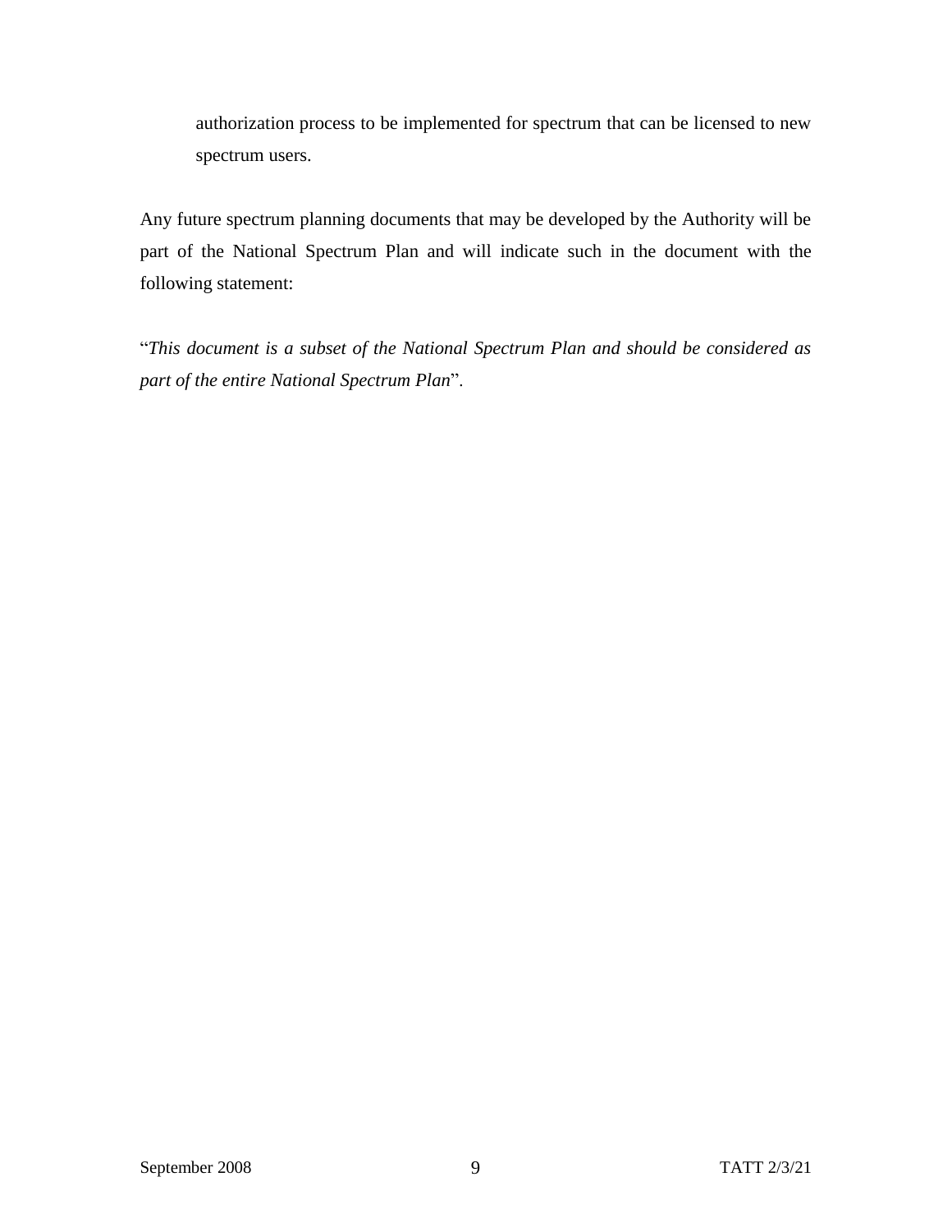authorization process to be implemented for spectrum that can be licensed to new spectrum users.

Any future spectrum planning documents that may be developed by the Authority will be part of the National Spectrum Plan and will indicate such in the document with the following statement:

"*This document is a subset of the National Spectrum Plan and should be considered as part of the entire National Spectrum Plan*".